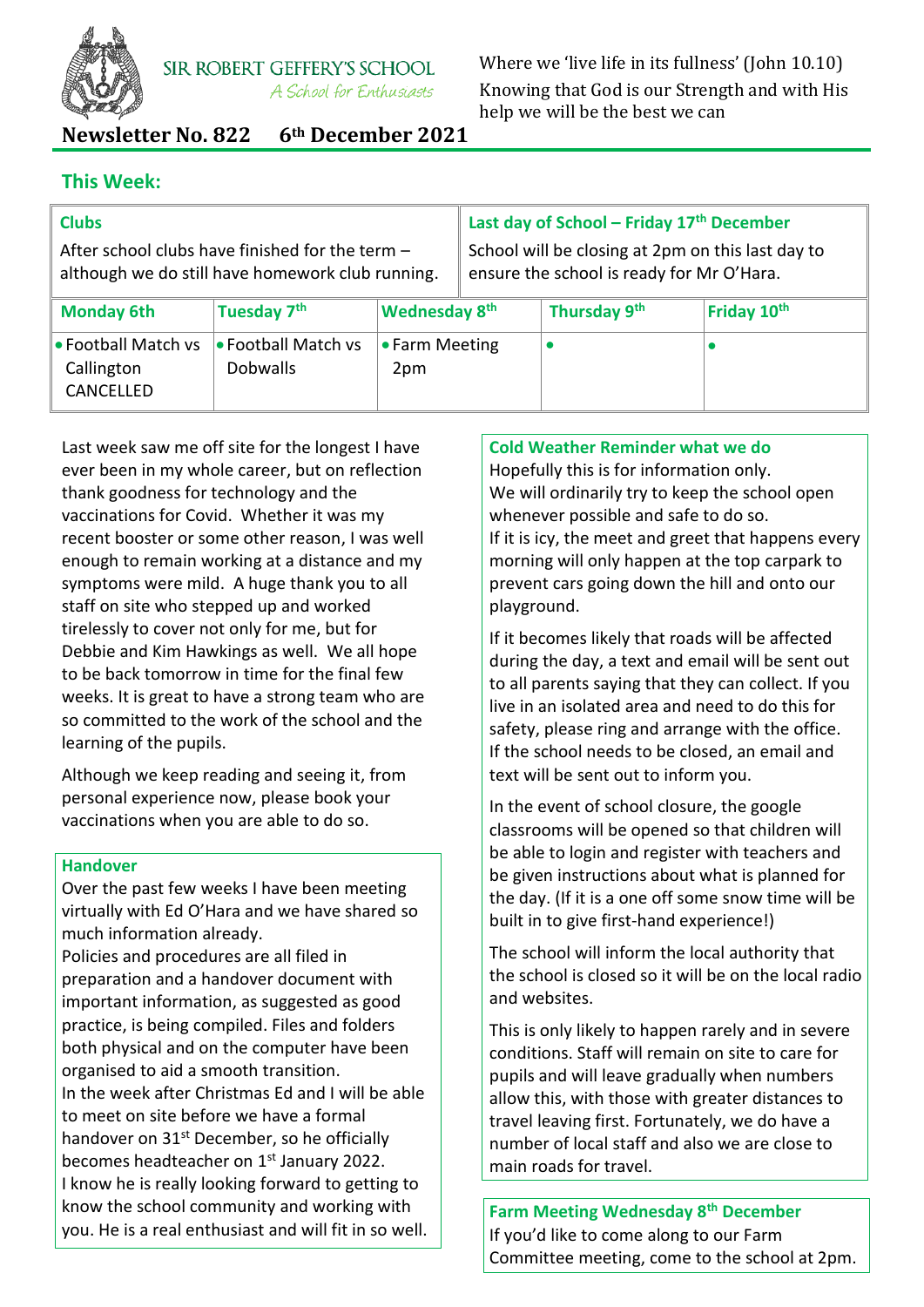SIR ROBERT GEFFERY'S SCHOOL

*A School for Enthusiasts*

Where we 'live life in its fullness' (John 10.10)
Knowing that God is our Strength and with His help we will be the best we can

# Newsletter No. 822 6th December 2021

## This Week:

**Clubs**

After school clubs have finished for the term – although we do still have homework club running.

**Last day of School – Friday 17th December**

School will be closing at 2pm on this last day to ensure the school is ready for Mr O'Hara.

| Monday 6th | Tuesday 7th | Wednesday 8th | Thursday 9th | Friday 10th |
|---|---|---|---|---|
| • Football Match vs Callington CANCELLED | • Football Match vs Dobwalls | • Farm Meeting 2pm | • | • |

Last week saw me off site for the longest I have ever been in my whole career, but on reflection thank goodness for technology and the vaccinations for Covid. Whether it was my recent booster or some other reason, I was well enough to remain working at a distance and my symptoms were mild. A huge thank you to all staff on site who stepped up and worked tirelessly to cover not only for me, but for Debbie and Kim Hawkings as well. We all hope to be back tomorrow in time for the final few weeks. It is great to have a strong team who are so committed to the work of the school and the learning of the pupils.

Although we keep reading and seeing it, from personal experience now, please book your vaccinations when you are able to do so.

**Handover**

Over the past few weeks I have been meeting virtually with Ed O'Hara and we have shared so much information already.
Policies and procedures are all filed in preparation and a handover document with important information, as suggested as good practice, is being compiled. Files and folders both physical and on the computer have been organised to aid a smooth transition.
In the week after Christmas Ed and I will be able to meet on site before we have a formal handover on 31st December, so he officially becomes headteacher on 1st January 2022.
I know he is really looking forward to getting to know the school community and working with you. He is a real enthusiast and will fit in so well.

**Cold Weather Reminder what we do**

Hopefully this is for information only.
We will ordinarily try to keep the school open whenever possible and safe to do so.
If it is icy, the meet and greet that happens every morning will only happen at the top carpark to prevent cars going down the hill and onto our playground.

If it becomes likely that roads will be affected during the day, a text and email will be sent out to all parents saying that they can collect. If you live in an isolated area and need to do this for safety, please ring and arrange with the office. If the school needs to be closed, an email and text will be sent out to inform you.

In the event of school closure, the google classrooms will be opened so that children will be able to login and register with teachers and be given instructions about what is planned for the day. (If it is a one off some snow time will be built in to give first-hand experience!)

The school will inform the local authority that the school is closed so it will be on the local radio and websites.

This is only likely to happen rarely and in severe conditions. Staff will remain on site to care for pupils and will leave gradually when numbers allow this, with those with greater distances to travel leaving first. Fortunately, we do have a number of local staff and also we are close to main roads for travel.

**Farm Meeting Wednesday 8th December**

If you'd like to come along to our Farm Committee meeting, come to the school at 2pm.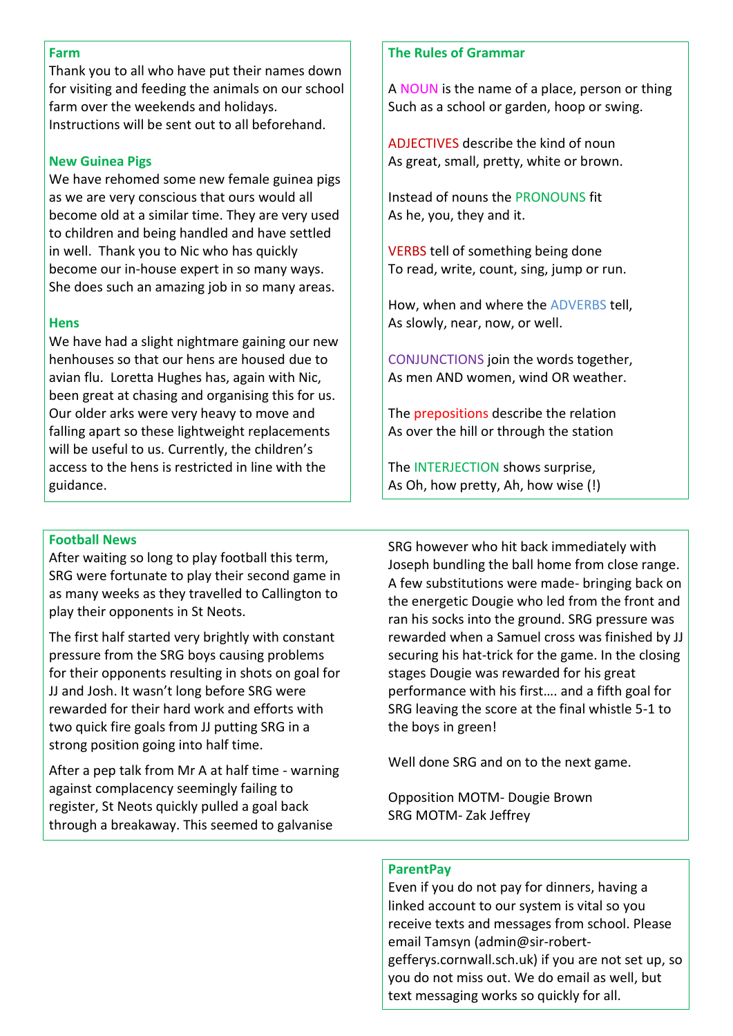## Farm

Thank you to all who have put their names down for visiting and feeding the animals on our school farm over the weekends and holidays. Instructions will be sent out to all beforehand.

## New Guinea Pigs

We have rehomed some new female guinea pigs as we are very conscious that ours would all become old at a similar time. They are very used to children and being handled and have settled in well. Thank you to Nic who has quickly become our in-house expert in so many ways. She does such an amazing job in so many areas.

## Hens

We have had a slight nightmare gaining our new henhouses so that our hens are housed due to avian flu. Loretta Hughes has, again with Nic, been great at chasing and organising this for us. Our older arks were very heavy to move and falling apart so these lightweight replacements will be useful to us. Currently, the children's access to the hens is restricted in line with the guidance.

## The Rules of Grammar

A NOUN is the name of a place, person or thing
Such as a school or garden, hoop or swing.

ADJECTIVES describe the kind of noun
As great, small, pretty, white or brown.

Instead of nouns the PRONOUNS fit
As he, you, they and it.

VERBS tell of something being done
To read, write, count, sing, jump or run.

How, when and where the ADVERBS tell,
As slowly, near, now, or well.

CONJUNCTIONS join the words together,
As men AND women, wind OR weather.

The prepositions describe the relation
As over the hill or through the station

The INTERJECTION shows surprise,
As Oh, how pretty, Ah, how wise (!)

## Football News

After waiting so long to play football this term, SRG were fortunate to play their second game in as many weeks as they travelled to Callington to play their opponents in St Neots.

The first half started very brightly with constant pressure from the SRG boys causing problems for their opponents resulting in shots on goal for JJ and Josh. It wasn't long before SRG were rewarded for their hard work and efforts with two quick fire goals from JJ putting SRG in a strong position going into half time.

After a pep talk from Mr A at half time - warning against complacency seemingly failing to register, St Neots quickly pulled a goal back through a breakaway. This seemed to galvanise SRG however who hit back immediately with Joseph bundling the ball home from close range. A few substitutions were made- bringing back on the energetic Dougie who led from the front and ran his socks into the ground. SRG pressure was rewarded when a Samuel cross was finished by JJ securing his hat-trick for the game. In the closing stages Dougie was rewarded for his great performance with his first…. and a fifth goal for SRG leaving the score at the final whistle 5-1 to the boys in green!

Well done SRG and on to the next game.

Opposition MOTM- Dougie Brown
SRG MOTM- Zak Jeffrey

## ParentPay

Even if you do not pay for dinners, having a linked account to our system is vital so you receive texts and messages from school. Please email Tamsyn (admin@sir-robert-gefferys.cornwall.sch.uk) if you are not set up, so you do not miss out. We do email as well, but text messaging works so quickly for all.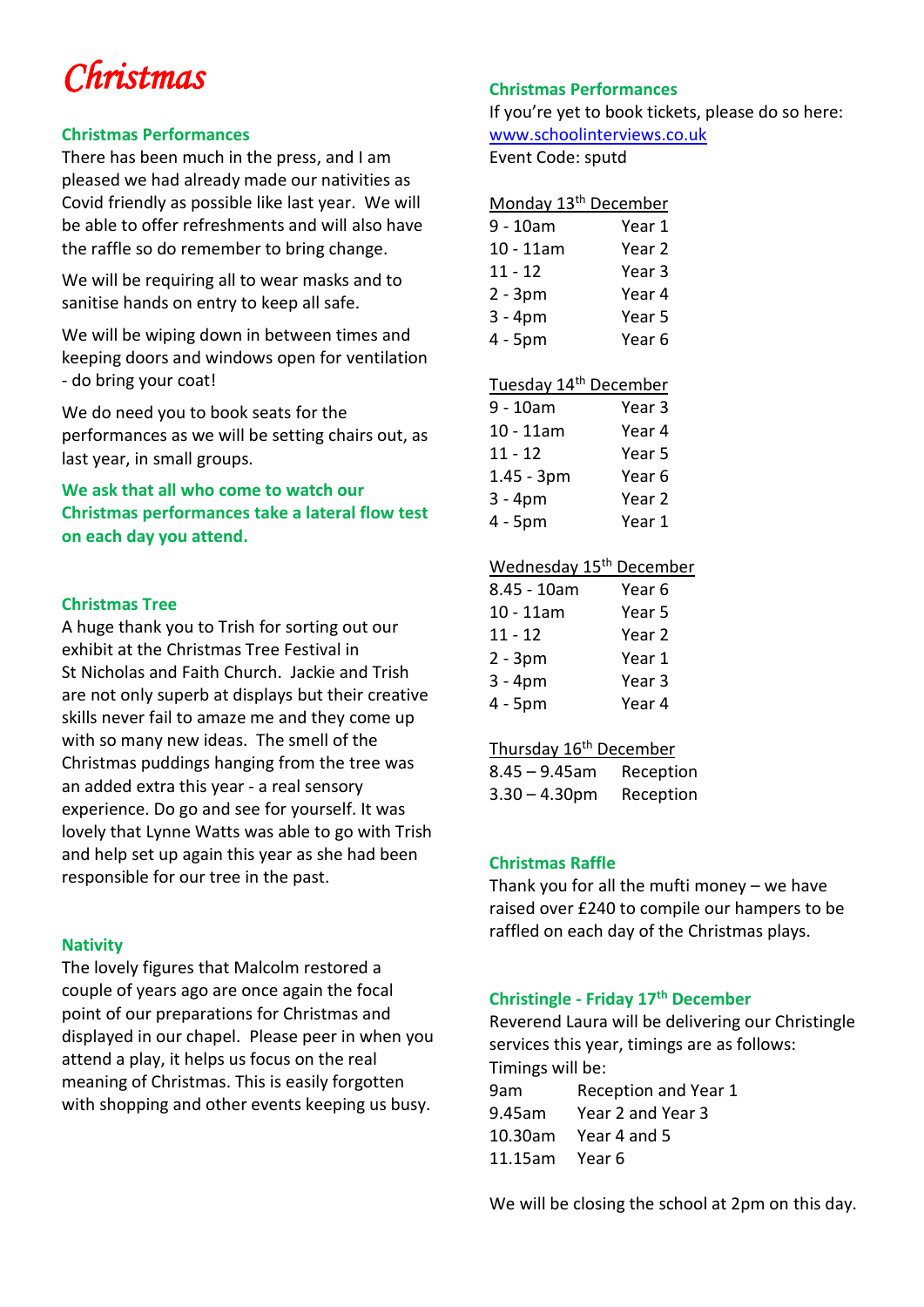# *Christmas*

## Christmas Performances

There has been much in the press, and I am pleased we had already made our nativities as Covid friendly as possible like last year. We will be able to offer refreshments and will also have the raffle so do remember to bring change.

We will be requiring all to wear masks and to sanitise hands on entry to keep all safe.

We will be wiping down in between times and keeping doors and windows open for ventilation - do bring your coat!

We do need you to book seats for the performances as we will be setting chairs out, as last year, in small groups.

**We ask that all who come to watch our Christmas performances take a lateral flow test on each day you attend.**

## Christmas Tree

A huge thank you to Trish for sorting out our exhibit at the Christmas Tree Festival in St Nicholas and Faith Church. Jackie and Trish are not only superb at displays but their creative skills never fail to amaze me and they come up with so many new ideas. The smell of the Christmas puddings hanging from the tree was an added extra this year - a real sensory experience. Do go and see for yourself. It was lovely that Lynne Watts was able to go with Trish and help set up again this year as she had been responsible for our tree in the past.

## Nativity

The lovely figures that Malcolm restored a couple of years ago are once again the focal point of our preparations for Christmas and displayed in our chapel. Please peer in when you attend a play, it helps us focus on the real meaning of Christmas. This is easily forgotten with shopping and other events keeping us busy.

## Christmas Performances

If you're yet to book tickets, please do so here: [www.schoolinterviews.co.uk](www.schoolinterviews.co.uk)
Event Code: sputd

Monday 13th December

| | |
|---|---|
| 9 - 10am | Year 1 |
| 10 - 11am | Year 2 |
| 11 - 12 | Year 3 |
| 2 - 3pm | Year 4 |
| 3 - 4pm | Year 5 |
| 4 - 5pm | Year 6 |

Tuesday 14th December

| | |
|---|---|
| 9 - 10am | Year 3 |
| 10 - 11am | Year 4 |
| 11 - 12 | Year 5 |
| 1.45 - 3pm | Year 6 |
| 3 - 4pm | Year 2 |
| 4 - 5pm | Year 1 |

Wednesday 15th December

| | |
|---|---|
| 8.45 - 10am | Year 6 |
| 10 - 11am | Year 5 |
| 11 - 12 | Year 2 |
| 2 - 3pm | Year 1 |
| 3 - 4pm | Year 3 |
| 4 - 5pm | Year 4 |

Thursday 16th December

| | |
|---|---|
| 8.45 – 9.45am | Reception |
| 3.30 – 4.30pm | Reception |

## Christmas Raffle

Thank you for all the mufti money – we have raised over £240 to compile our hampers to be raffled on each day of the Christmas plays.

## Christingle - Friday 17th December

Reverend Laura will be delivering our Christingle services this year, timings are as follows:
Timings will be:

| | |
|---|---|
| 9am | Reception and Year 1 |
| 9.45am | Year 2 and Year 3 |
| 10.30am | Year 4 and 5 |
| 11.15am | Year 6 |

We will be closing the school at 2pm on this day.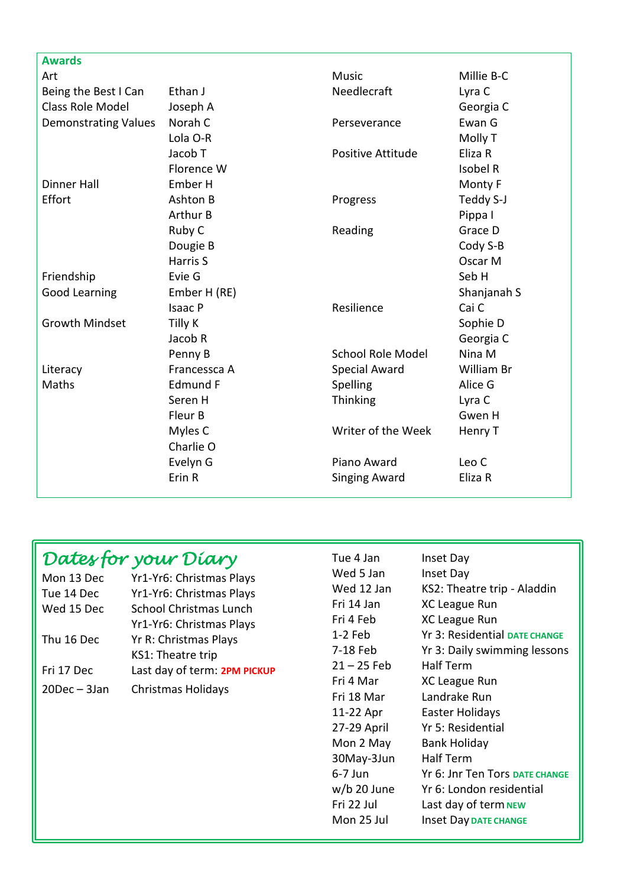## Awards

| | | | |
|---|---|---|---|
| Art | | Music | Millie B-C |
| Being the Best I Can | Ethan J | Needlecraft | Lyra C |
| Class Role Model | Joseph A | | Georgia C |
| Demonstrating Values | Norah C | Perseverance | Ewan G |
| | Lola O-R | | Molly T |
| | Jacob T | Positive Attitude | Eliza R |
| | Florence W | | Isobel R |
| Dinner Hall | Ember H | | Monty F |
| Effort | Ashton B | Progress | Teddy S-J |
| | Arthur B | | Pippa I |
| | Ruby C | Reading | Grace D |
| | Dougie B | | Cody S-B |
| | Harris S | | Oscar M |
| Friendship | Evie G | | Seb H |
| Good Learning | Ember H (RE) | | Shanjanah S |
| | Isaac P | Resilience | Cai C |
| Growth Mindset | Tilly K | | Sophie D |
| | Jacob R | | Georgia C |
| | Penny B | School Role Model | Nina M |
| Literacy | Francessca A | Special Award | William Br |
| Maths | Edmund F | Spelling | Alice G |
| | Seren H | Thinking | Lyra C |
| | Fleur B | | Gwen H |
| | Myles C | Writer of the Week | Henry T |
| | Charlie O | | |
| | Evelyn G | Piano Award | Leo C |
| | Erin R | Singing Award | Eliza R |

## *Dates for your Diary*

| | |
|---|---|
| Mon 13 Dec | Yr1-Yr6: Christmas Plays |
| Tue 14 Dec | Yr1-Yr6: Christmas Plays |
| Wed 15 Dec | School Christmas Lunch |
| | Yr1-Yr6: Christmas Plays |
| Thu 16 Dec | Yr R: Christmas Plays |
| | KS1: Theatre trip |
| Fri 17 Dec | Last day of term: **2PM PICKUP** |
| 20Dec – 3Jan | Christmas Holidays |
| Tue 4 Jan | Inset Day |
| Wed 5 Jan | Inset Day |
| Wed 12 Jan | KS2: Theatre trip - Aladdin |
| Fri 14 Jan | XC League Run |
| Fri 4 Feb | XC League Run |
| 1-2 Feb | Yr 3: Residential **DATE CHANGE** |
| 7-18 Feb | Yr 3: Daily swimming lessons |
| 21 – 25 Feb | Half Term |
| Fri 4 Mar | XC League Run |
| Fri 18 Mar | Landrake Run |
| 11-22 Apr | Easter Holidays |
| 27-29 April | Yr 5: Residential |
| Mon 2 May | Bank Holiday |
| 30May-3Jun | Half Term |
| 6-7 Jun | Yr 6: Jnr Ten Tors **DATE CHANGE** |
| w/b 20 June | Yr 6: London residential |
| Fri 22 Jul | Last day of term **NEW** |
| Mon 25 Jul | Inset Day **DATE CHANGE** |